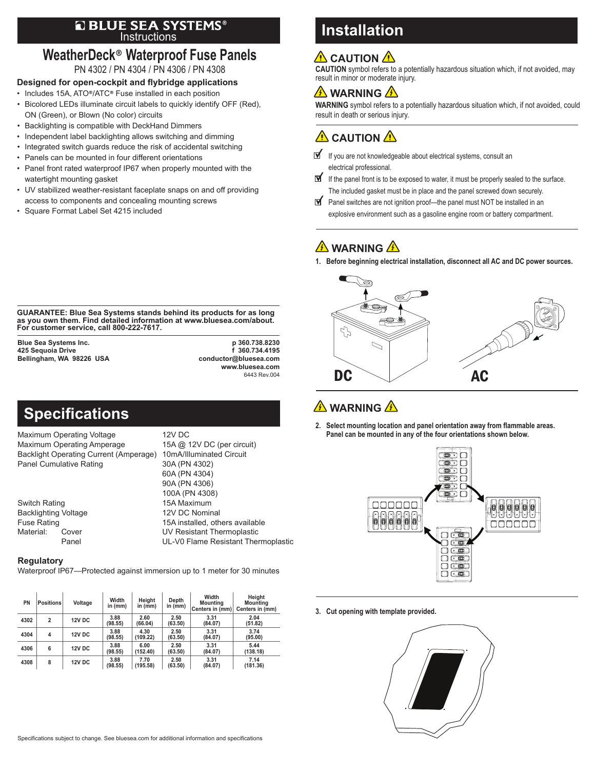# BLUE SEA SYSTEMS®

Instructions

## WeatherDeck® Waterproof Fuse Panels

PN 4302 / PN 4304 / PN 4306 / PN 4308

### Designed for open-cockpit and flybridge applications

- Includes 15A, ATO®/ATC® Fuse installed in each position
- Bicolored LEDs illuminate circuit labels to quickly identify OFF (Red), ON (Green), or Blown (No color) circuits
- Backlighting is compatible with DeckHand Dimmers
- Independent label backlighting allows switching and dimming
- Integrated switch guards reduce the risk of accidental switching
- Panels can be mounted in four different orientations
- Panel front rated waterproof IP67 when properly mounted with the watertight mounting gasket
- UV stabilized weather-resistant faceplate snaps on and off providing access to components and concealing mounting screws
- Square Format Label Set 4215 included

**GUARANTEE: Blue Sea Systems stands behind its products for as long as you own them. Find detailed information at www.bluesea.com/about. For customer service, call 800-222-7617.**

**Blue Sea Systems Inc.**
**425 Sequoia Drive**
**Bellingham, WA 98226 USA**

**p 360.738.8230**
**f 360.734.4195**
**conductor@bluesea.com**
**www.bluesea.com**
6443 Rev.004

## Specifications

| | |
|---|---|
| Maximum Operating Voltage | 12V DC |
| Maximum Operating Amperage | 15A @ 12V DC (per circuit) |
| Backlight Operating Current (Amperage) | 10mA/Illuminated Circuit |
| Panel Cumulative Rating | 30A (PN 4302)<br>60A (PN 4304)<br>90A (PN 4306)<br>100A (PN 4308) |
| Switch Rating | 15A Maximum |
| Backlighting Voltage | 12V DC Nominal |
| Fuse Rating | 15A installed, others available |
| Material: Cover | UV Resistant Thermoplastic |
| Material: Panel | UL-V0 Flame Resistant Thermoplastic |

### Regulatory

Waterproof IP67—Protected against immersion up to 1 meter for 30 minutes

| PN | Positions | Voltage | Width in (mm) | Height in (mm) | Depth in (mm) | Width Mounting Centers in (mm) | Height Mounting Centers in (mm) |
|---|---|---|---|---|---|---|---|
| 4302 | 2 | 12V DC | 3.88 (98.55) | 2.60 (66.04) | 2.50 (63.50) | 3.31 (84.07) | 2.04 (51.82) |
| 4304 | 4 | 12V DC | 3.88 (98.55) | 4.30 (109.22) | 2.50 (63.50) | 3.31 (84.07) | 3.74 (95.00) |
| 4306 | 6 | 12V DC | 3.88 (98.55) | 6.00 (152.40) | 2.50 (63.50) | 3.31 (84.07) | 5.44 (138.18) |
| 4308 | 8 | 12V DC | 3.88 (98.55) | 7.70 (195.58) | 2.50 (63.50) | 3.31 (84.07) | 7.14 (181.36) |

Specifications subject to change. See bluesea.com for additional information and specifications

## Installation

### ⚠ CAUTION ⚠

**CAUTION** symbol refers to a potentially hazardous situation which, if not avoided, may result in minor or moderate injury.

### ⚠ WARNING ⚠

**WARNING** symbol refers to a potentially hazardous situation which, if not avoided, could result in death or serious injury.

### ⚠ CAUTION ⚠

- ☑ If you are not knowledgeable about electrical systems, consult an electrical professional.
- ☑ If the panel front is to be exposed to water, it must be properly sealed to the surface. The included gasket must be in place and the panel screwed down securely.
- ☑ Panel switches are not ignition proof—the panel must NOT be installed in an explosive environment such as a gasoline engine room or battery compartment.

### ⚠ WARNING ⚠

**1. Before beginning electrical installation, disconnect all AC and DC power sources.**

DC AC

### ⚠ WARNING ⚠

**2. Select mounting location and panel orientation away from flammable areas. Panel can be mounted in any of the four orientations shown below.**

**3. Cut opening with template provided.**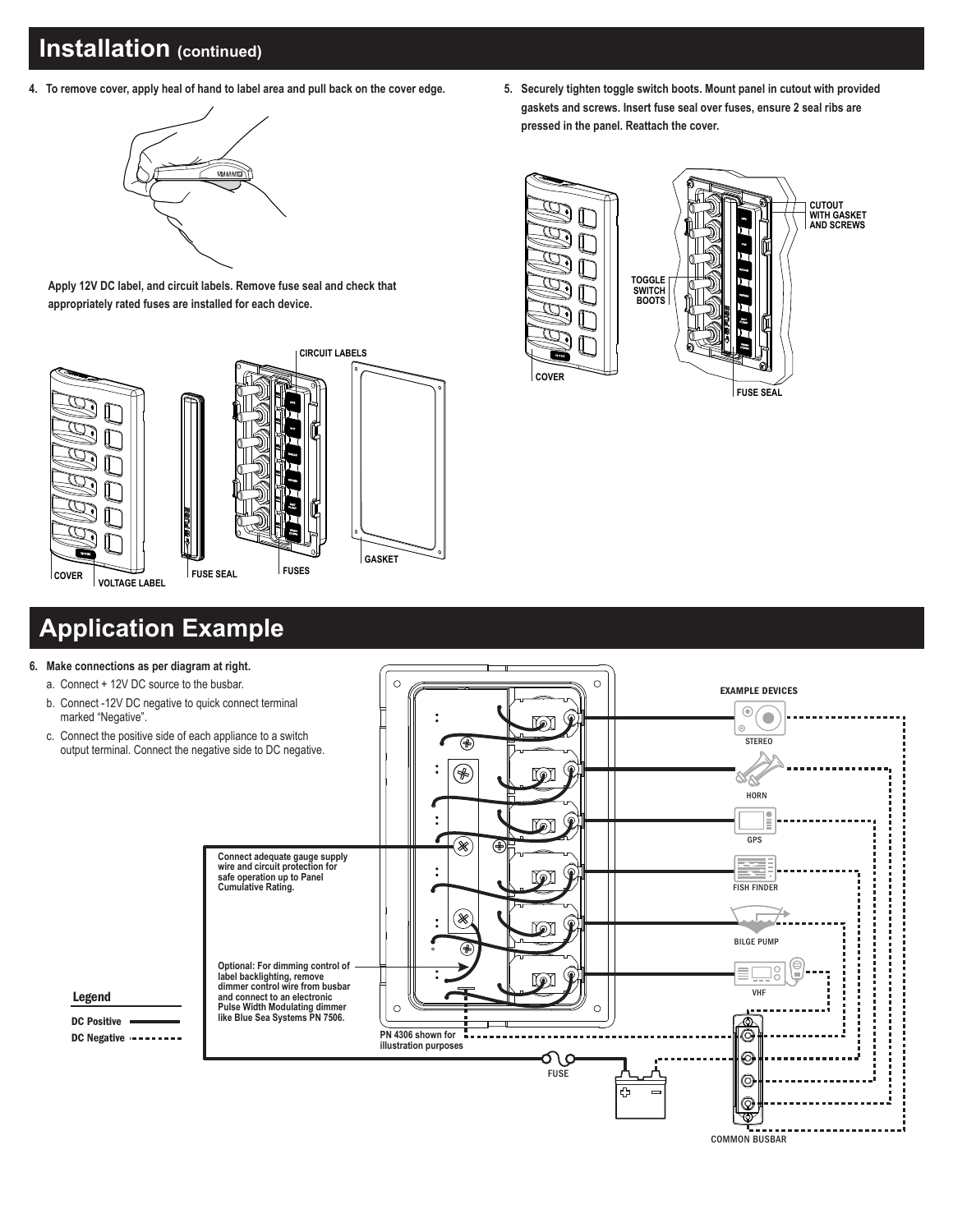# Installation (continued)

**4. To remove cover, apply heal of hand to label area and pull back on the cover edge.**

**Apply 12V DC label, and circuit labels. Remove fuse seal and check that appropriately rated fuses are installed for each device.**

COVER
VOLTAGE LABEL
FUSE SEAL
CIRCUIT LABELS
FUSES
GASKET

**5. Securely tighten toggle switch boots. Mount panel in cutout with provided gaskets and screws. Insert fuse seal over fuses, ensure 2 seal ribs are pressed in the panel. Reattach the cover.**

CUTOUT WITH GASKET AND SCREWS
TOGGLE SWITCH BOOTS
COVER
FUSE SEAL

# Application Example

**6. Make connections as per diagram at right.**

a. Connect + 12V DC source to the busbar.

b. Connect -12V DC negative to quick connect terminal marked “Negative”.

c. Connect the positive side of each appliance to a switch output terminal. Connect the negative side to DC negative.

EXAMPLE DEVICES
STEREO
HORN
GPS
FISH FINDER
BILGE PUMP
VHF

Connect adequate gauge supply wire and circuit protection for safe operation up to Panel Cumulative Rating.

Optional: For dimming control of label backlighting, remove dimmer control wire from busbar and connect to an electronic Pulse Width Modulating dimmer like Blue Sea Systems PN 7506.

PN 4306 shown for illustration purposes

FUSE

COMMON BUSBAR

**Legend**

DC Positive

DC Negative